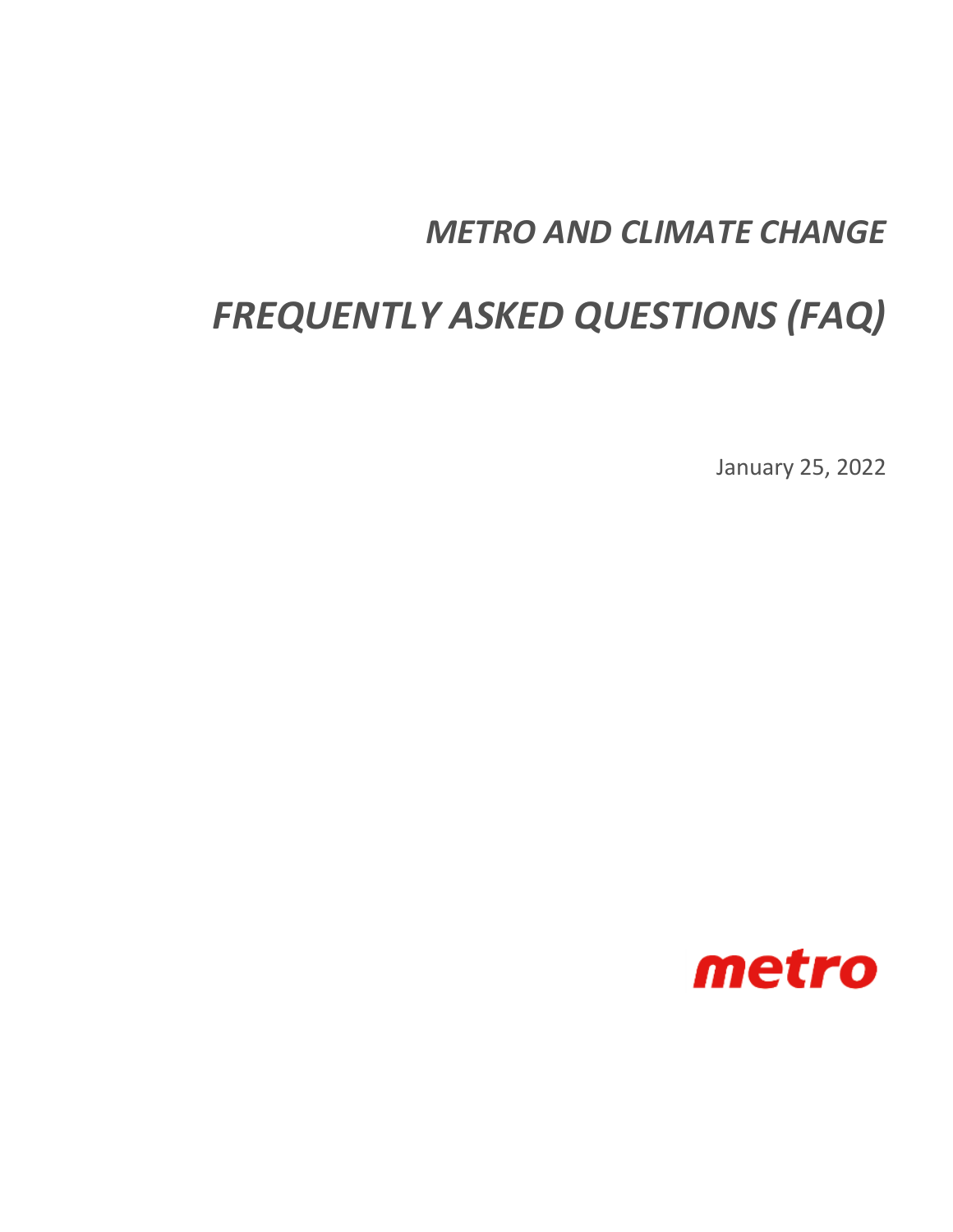# *METRO AND CLIMATE CHANGE*

# *FREQUENTLY ASKED QUESTIONS (FAQ)*

January 25, 2022

metro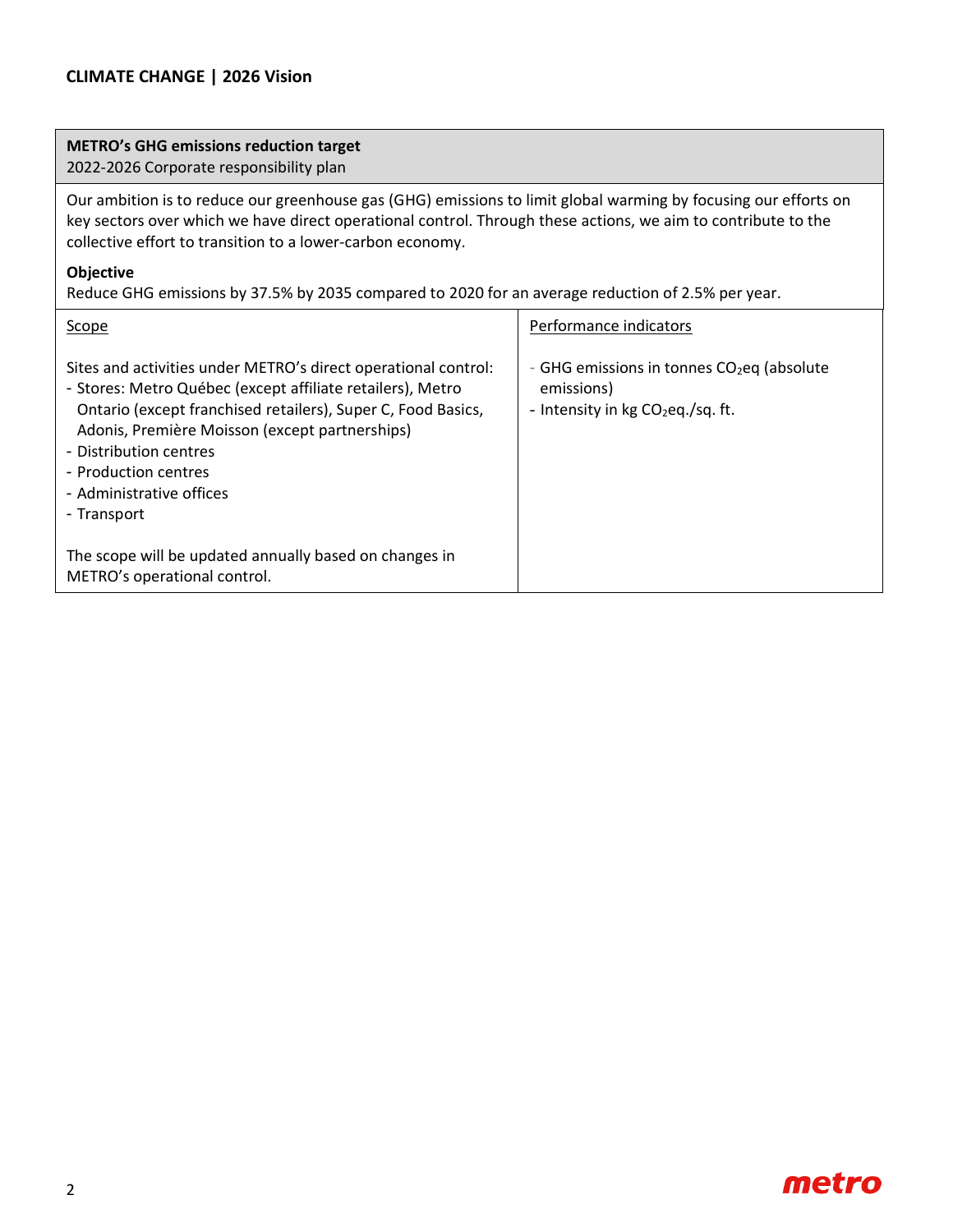## CLIMATE CHANGE | 2026 Vision

**METRO's GHG emissions reduction target**
2022-2026 Corporate responsibility plan

Our ambition is to reduce our greenhouse gas (GHG) emissions to limit global warming by focusing our efforts on key sectors over which we have direct operational control. Through these actions, we aim to contribute to the collective effort to transition to a lower-carbon economy.

**Objective**
Reduce GHG emissions by 37.5% by 2035 compared to 2020 for an average reduction of 2.5% per year.

| Scope | Performance indicators |
| --- | --- |
| Sites and activities under METRO's direct operational control:<br>- Stores: Metro Québec (except affiliate retailers), Metro Ontario (except franchised retailers), Super C, Food Basics, Adonis, Première Moisson (except partnerships)<br>- Distribution centres<br>- Production centres<br>- Administrative offices<br>- Transport<br><br>The scope will be updated annually based on changes in METRO's operational control. | - GHG emissions in tonnes $CO_2$eq (absolute emissions)<br>- Intensity in kg $CO_2$eq./sq. ft. |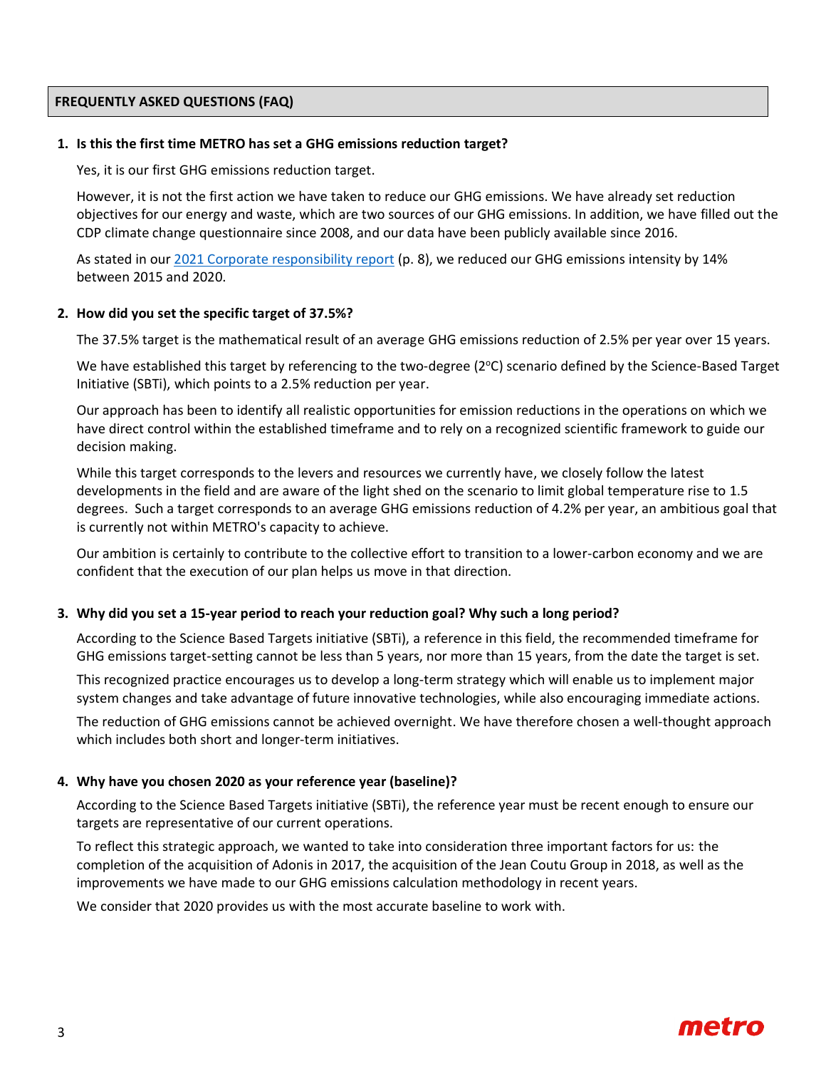## FREQUENTLY ASKED QUESTIONS (FAQ)

**1. Is this the first time METRO has set a GHG emissions reduction target?**

Yes, it is our first GHG emissions reduction target.

However, it is not the first action we have taken to reduce our GHG emissions. We have already set reduction objectives for our energy and waste, which are two sources of our GHG emissions. In addition, we have filled out the CDP climate change questionnaire since 2008, and our data have been publicly available since 2016.

As stated in our 2021 Corporate responsibility report (p. 8), we reduced our GHG emissions intensity by 14% between 2015 and 2020.

**2. How did you set the specific target of 37.5%?**

The 37.5% target is the mathematical result of an average GHG emissions reduction of 2.5% per year over 15 years.

We have established this target by referencing to the two-degree (2°C) scenario defined by the Science-Based Target Initiative (SBTi), which points to a 2.5% reduction per year.

Our approach has been to identify all realistic opportunities for emission reductions in the operations on which we have direct control within the established timeframe and to rely on a recognized scientific framework to guide our decision making.

While this target corresponds to the levers and resources we currently have, we closely follow the latest developments in the field and are aware of the light shed on the scenario to limit global temperature rise to 1.5 degrees. Such a target corresponds to an average GHG emissions reduction of 4.2% per year, an ambitious goal that is currently not within METRO's capacity to achieve.

Our ambition is certainly to contribute to the collective effort to transition to a lower-carbon economy and we are confident that the execution of our plan helps us move in that direction.

**3. Why did you set a 15-year period to reach your reduction goal? Why such a long period?**

According to the Science Based Targets initiative (SBTi), a reference in this field, the recommended timeframe for GHG emissions target-setting cannot be less than 5 years, nor more than 15 years, from the date the target is set.

This recognized practice encourages us to develop a long-term strategy which will enable us to implement major system changes and take advantage of future innovative technologies, while also encouraging immediate actions.

The reduction of GHG emissions cannot be achieved overnight. We have therefore chosen a well-thought approach which includes both short and longer-term initiatives.

**4. Why have you chosen 2020 as your reference year (baseline)?**

According to the Science Based Targets initiative (SBTi), the reference year must be recent enough to ensure our targets are representative of our current operations.

To reflect this strategic approach, we wanted to take into consideration three important factors for us: the completion of the acquisition of Adonis in 2017, the acquisition of the Jean Coutu Group in 2018, as well as the improvements we have made to our GHG emissions calculation methodology in recent years.

We consider that 2020 provides us with the most accurate baseline to work with.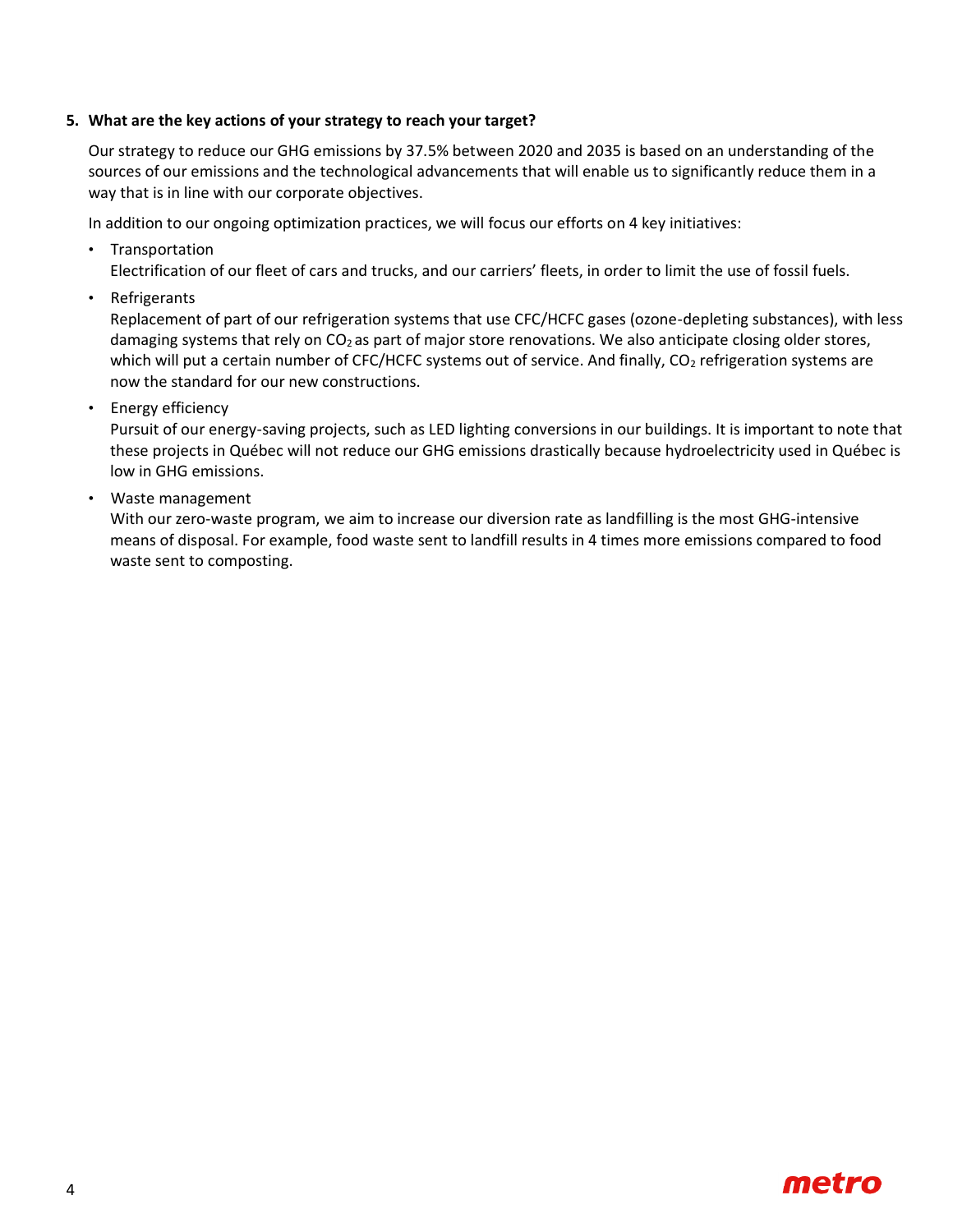**5. What are the key actions of your strategy to reach your target?**

Our strategy to reduce our GHG emissions by 37.5% between 2020 and 2035 is based on an understanding of the sources of our emissions and the technological advancements that will enable us to significantly reduce them in a way that is in line with our corporate objectives.

In addition to our ongoing optimization practices, we will focus our efforts on 4 key initiatives:

- Transportation
  Electrification of our fleet of cars and trucks, and our carriers' fleets, in order to limit the use of fossil fuels.
- Refrigerants
  Replacement of part of our refrigeration systems that use CFC/HCFC gases (ozone-depleting substances), with less damaging systems that rely on $CO_2$ as part of major store renovations. We also anticipate closing older stores, which will put a certain number of CFC/HCFC systems out of service. And finally, $CO_2$ refrigeration systems are now the standard for our new constructions.
- Energy efficiency
  Pursuit of our energy-saving projects, such as LED lighting conversions in our buildings. It is important to note that these projects in Québec will not reduce our GHG emissions drastically because hydroelectricity used in Québec is low in GHG emissions.
- Waste management
  With our zero-waste program, we aim to increase our diversion rate as landfilling is the most GHG-intensive means of disposal. For example, food waste sent to landfill results in 4 times more emissions compared to food waste sent to composting.